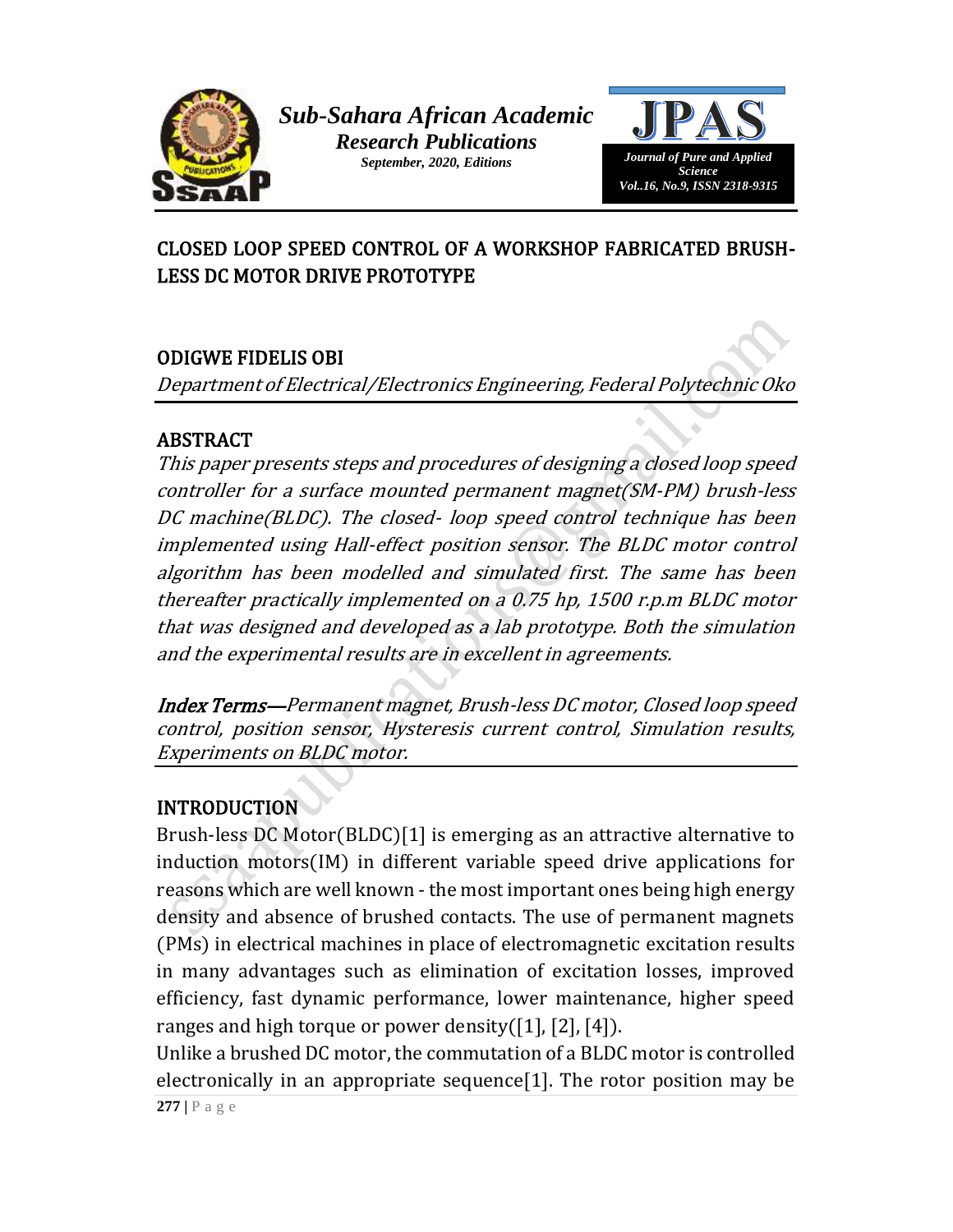# CLOSED LOOP SPEED CONTROL OF A WORKSHOP FABRICATED BRUSH-LESS DC MOTOR DRIVE PROTOTYPE

## ODIGWE FIDELIS OBI

*Department of Electrical/Electronics Engineering, Federal Polytechnic Oko*

## ABSTRACT

*This paper presents steps and procedures of designing a closed loop speed controller for a surface mounted permanent magnet(SM-PM) brush-less DC machine(BLDC). The closed- loop speed control technique has been implemented using Hall-effect position sensor. The BLDC motor control algorithm has been modelled and simulated first. The same has been thereafter practically implemented on a 0.75 hp, 1500 r.p.m BLDC motor that was designed and developed as a lab prototype. Both the simulation and the experimental results are in excellent in agreements.*

***Index Terms—****Permanent magnet, Brush-less DC motor, Closed loop speed control, position sensor, Hysteresis current control, Simulation results, Experiments on BLDC motor.*

## INTRODUCTION

Brush-less DC Motor(BLDC)[1] is emerging as an attractive alternative to induction motors(IM) in different variable speed drive applications for reasons which are well known - the most important ones being high energy density and absence of brushed contacts. The use of permanent magnets (PMs) in electrical machines in place of electromagnetic excitation results in many advantages such as elimination of excitation losses, improved efficiency, fast dynamic performance, lower maintenance, higher speed ranges and high torque or power density([1], [2], [4]).

Unlike a brushed DC motor, the commutation of a BLDC motor is controlled electronically in an appropriate sequence[1]. The rotor position may be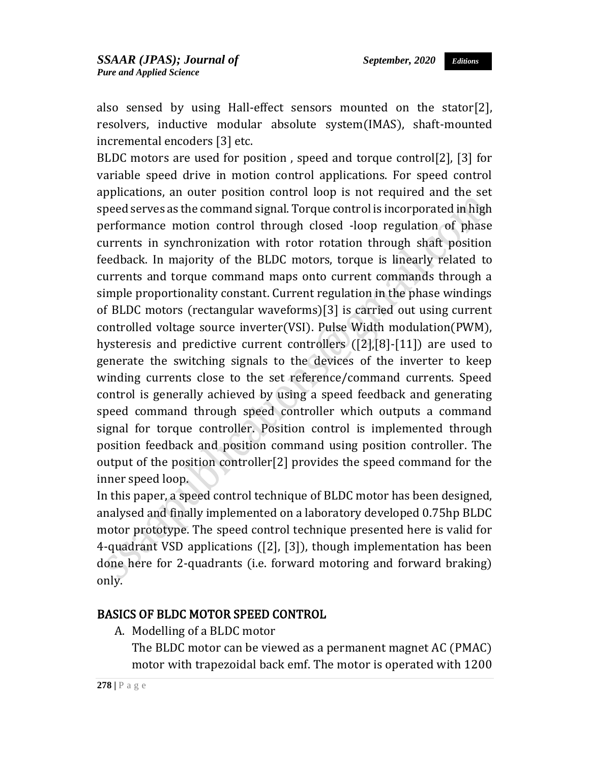also sensed by using Hall-effect sensors mounted on the stator[2], resolvers, inductive modular absolute system(IMAS), shaft-mounted incremental encoders [3] etc.

BLDC motors are used for position , speed and torque control[2], [3] for variable speed drive in motion control applications. For speed control applications, an outer position control loop is not required and the set speed serves as the command signal. Torque control is incorporated in high performance motion control through closed -loop regulation of phase currents in synchronization with rotor rotation through shaft position feedback. In majority of the BLDC motors, torque is linearly related to currents and torque command maps onto current commands through a simple proportionality constant. Current regulation in the phase windings of BLDC motors (rectangular waveforms)[3] is carried out using current controlled voltage source inverter(VSI). Pulse Width modulation(PWM), hysteresis and predictive current controllers ([2],[8]-[11]) are used to generate the switching signals to the devices of the inverter to keep winding currents close to the set reference/command currents. Speed control is generally achieved by using a speed feedback and generating speed command through speed controller which outputs a command signal for torque controller. Position control is implemented through position feedback and position command using position controller. The output of the position controller[2] provides the speed command for the inner speed loop.

In this paper, a speed control technique of BLDC motor has been designed, analysed and finally implemented on a laboratory developed 0.75hp BLDC motor prototype. The speed control technique presented here is valid for 4-quadrant VSD applications ([2], [3]), though implementation has been done here for 2-quadrants (i.e. forward motoring and forward braking) only.

## BASICS OF BLDC MOTOR SPEED CONTROL

A. Modelling of a BLDC motor

The BLDC motor can be viewed as a permanent magnet AC (PMAC) motor with trapezoidal back emf. The motor is operated with 1200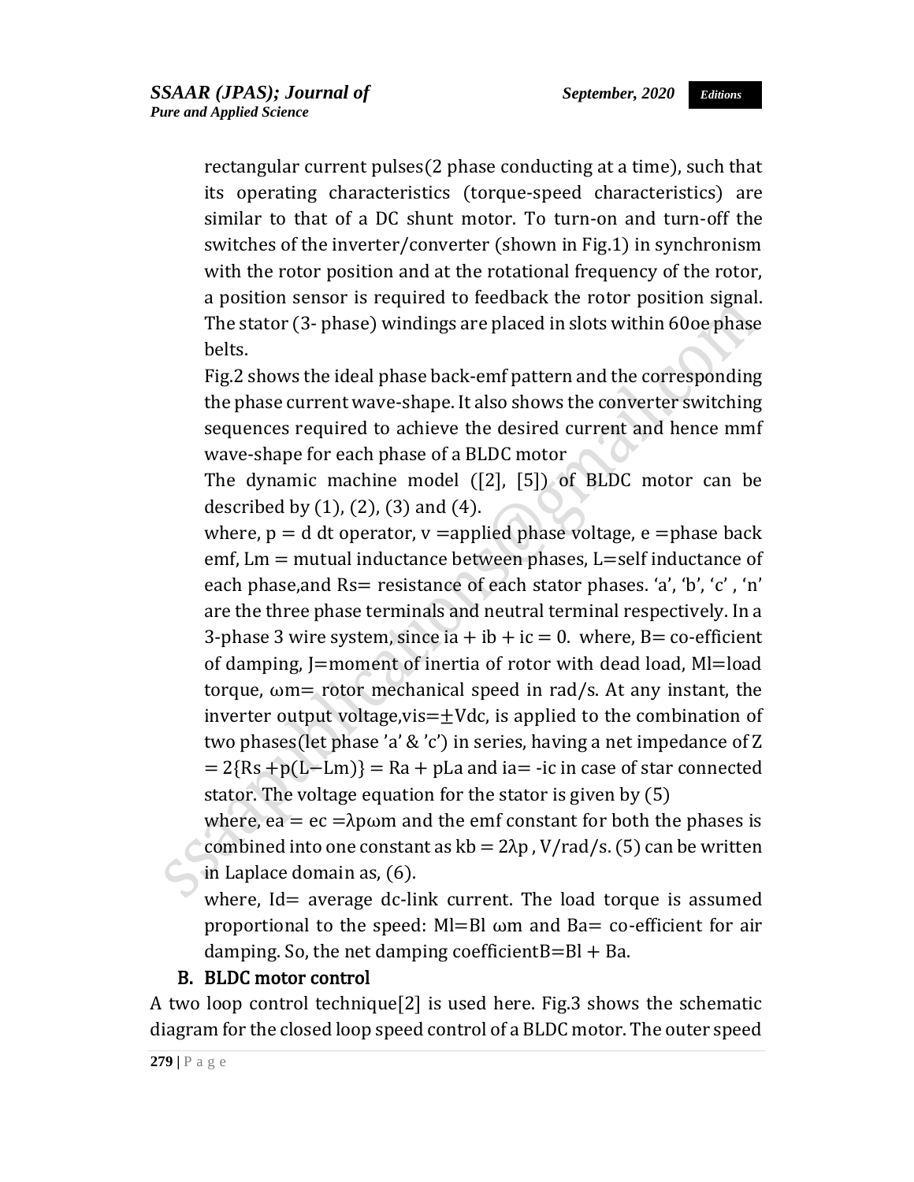rectangular current pulses(2 phase conducting at a time), such that its operating characteristics (torque-speed characteristics) are similar to that of a DC shunt motor. To turn-on and turn-off the switches of the inverter/converter (shown in Fig.1) in synchronism with the rotor position and at the rotational frequency of the rotor, a position sensor is required to feedback the rotor position signal. The stator (3- phase) windings are placed in slots within 60oe phase belts.

Fig.2 shows the ideal phase back-emf pattern and the corresponding the phase current wave-shape. It also shows the converter switching sequences required to achieve the desired current and hence mmf wave-shape for each phase of a BLDC motor

The dynamic machine model ([2], [5]) of BLDC motor can be described by (1), (2), (3) and (4).

where, p = d dt operator, v =applied phase voltage, e =phase back emf, Lm = mutual inductance between phases, L=self inductance of each phase,and Rs= resistance of each stator phases. 'a', 'b', 'c' , 'n' are the three phase terminals and neutral terminal respectively. In a 3-phase 3 wire system, since ia + ib + ic = 0. where, B= co-efficient of damping, J=moment of inertia of rotor with dead load, Ml=load torque, ωm= rotor mechanical speed in rad/s. At any instant, the inverter output voltage,vis=±Vdc, is applied to the combination of two phases(let phase 'a' & 'c') in series, having a net impedance of Z = 2{Rs +p(L−Lm)} = Ra + pLa and ia= -ic in case of star connected stator. The voltage equation for the stator is given by (5)

where, ea = ec =λpωm and the emf constant for both the phases is combined into one constant as kb = 2λp , V/rad/s. (5) can be written in Laplace domain as, (6).

where, Id= average dc-link current. The load torque is assumed proportional to the speed: Ml=Bl ωm and Ba= co-efficient for air damping. So, the net damping coefficientB=Bl + Ba.

## B. BLDC motor control

A two loop control technique[2] is used here. Fig.3 shows the schematic diagram for the closed loop speed control of a BLDC motor. The outer speed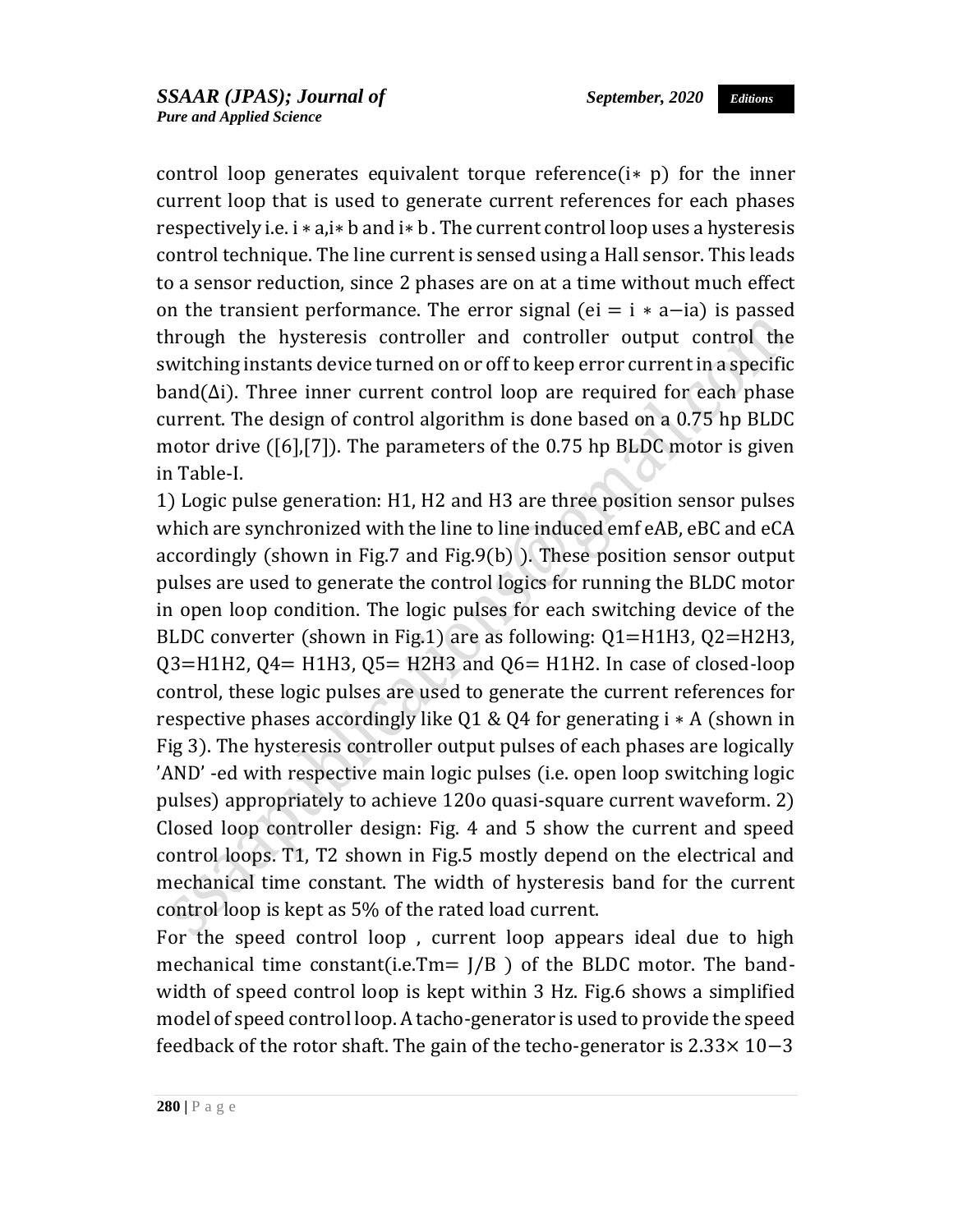control loop generates equivalent torque reference($i*$ p) for the inner current loop that is used to generate current references for each phases respectively i.e. $i*a$,$i*b$ and $i*b$ . The current control loop uses a hysteresis control technique. The line current is sensed using a Hall sensor. This leads to a sensor reduction, since 2 phases are on at a time without much effect on the transient performance. The error signal ($ei = i*a - ia$) is passed through the hysteresis controller and controller output control the switching instants device turned on or off to keep error current in a specific band($\Delta i$). Three inner current control loop are required for each phase current. The design of control algorithm is done based on a 0.75 hp BLDC motor drive ([6],[7]). The parameters of the 0.75 hp BLDC motor is given in Table-I.

1) Logic pulse generation: H1, H2 and H3 are three position sensor pulses which are synchronized with the line to line induced emf eAB, eBC and eCA accordingly (shown in Fig.7 and Fig.9(b) ). These position sensor output pulses are used to generate the control logics for running the BLDC motor in open loop condition. The logic pulses for each switching device of the BLDC converter (shown in Fig.1) are as following: Q1=H1H3, Q2=H2H3, Q3=H1H2, Q4= H1H3, Q5= H2H3 and Q6= H1H2. In case of closed-loop control, these logic pulses are used to generate the current references for respective phases accordingly like Q1 & Q4 for generating $i*A$ (shown in Fig 3). The hysteresis controller output pulses of each phases are logically 'AND' -ed with respective main logic pulses (i.e. open loop switching logic pulses) appropriately to achieve 120o quasi-square current waveform. 2) Closed loop controller design: Fig. 4 and 5 show the current and speed control loops. T1, T2 shown in Fig.5 mostly depend on the electrical and mechanical time constant. The width of hysteresis band for the current control loop is kept as 5% of the rated load current.

For the speed control loop , current loop appears ideal due to high mechanical time constant(i.e.$Tm = J/B$ ) of the BLDC motor. The band-width of speed control loop is kept within 3 Hz. Fig.6 shows a simplified model of speed control loop. A tacho-generator is used to provide the speed feedback of the rotor shaft. The gain of the techo-generator is $2.33\times 10^{-3}$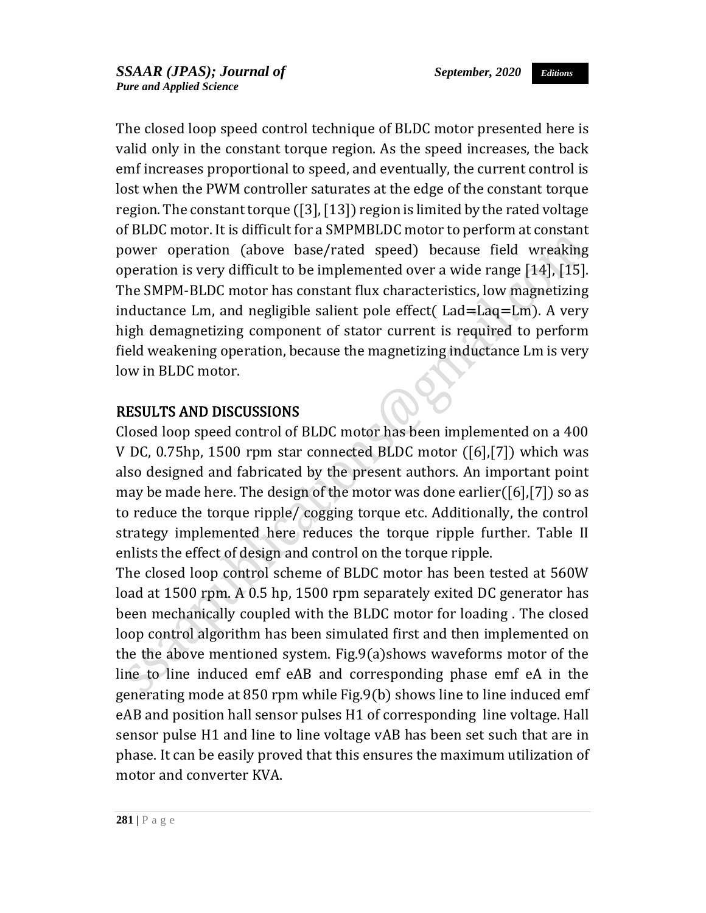The closed loop speed control technique of BLDC motor presented here is valid only in the constant torque region. As the speed increases, the back emf increases proportional to speed, and eventually, the current control is lost when the PWM controller saturates at the edge of the constant torque region. The constant torque ([3], [13]) region is limited by the rated voltage of BLDC motor. It is difficult for a SMPMBLDC motor to perform at constant power operation (above base/rated speed) because field wreaking operation is very difficult to be implemented over a wide range [14], [15]. The SMPM-BLDC motor has constant flux characteristics, low magnetizing inductance Lm, and negligible salient pole effect( Lad=Laq=Lm). A very high demagnetizing component of stator current is required to perform field weakening operation, because the magnetizing inductance Lm is very low in BLDC motor.

## RESULTS AND DISCUSSIONS

Closed loop speed control of BLDC motor has been implemented on a 400 V DC, 0.75hp, 1500 rpm star connected BLDC motor ([6],[7]) which was also designed and fabricated by the present authors. An important point may be made here. The design of the motor was done earlier([6],[7]) so as to reduce the torque ripple/ cogging torque etc. Additionally, the control strategy implemented here reduces the torque ripple further. Table II enlists the effect of design and control on the torque ripple.

The closed loop control scheme of BLDC motor has been tested at 560W load at 1500 rpm. A 0.5 hp, 1500 rpm separately exited DC generator has been mechanically coupled with the BLDC motor for loading . The closed loop control algorithm has been simulated first and then implemented on the the above mentioned system. Fig.9(a)shows waveforms motor of the line to line induced emf eAB and corresponding phase emf eA in the generating mode at 850 rpm while Fig.9(b) shows line to line induced emf eAB and position hall sensor pulses H1 of corresponding line voltage. Hall sensor pulse H1 and line to line voltage vAB has been set such that are in phase. It can be easily proved that this ensures the maximum utilization of motor and converter KVA.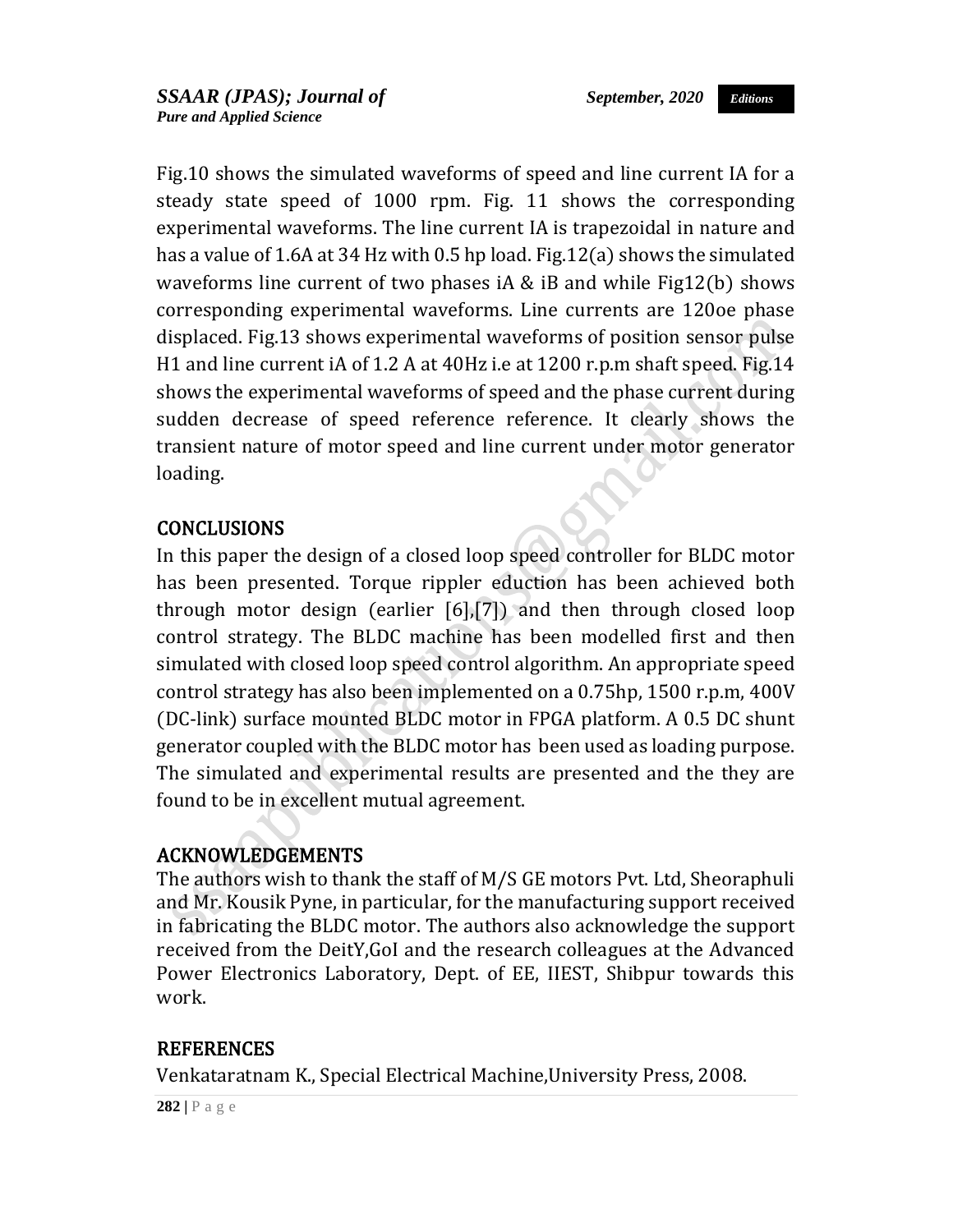Fig.10 shows the simulated waveforms of speed and line current IA for a steady state speed of 1000 rpm. Fig. 11 shows the corresponding experimental waveforms. The line current IA is trapezoidal in nature and has a value of 1.6A at 34 Hz with 0.5 hp load. Fig.12(a) shows the simulated waveforms line current of two phases iA & iB and while Fig12(b) shows corresponding experimental waveforms. Line currents are 120oe phase displaced. Fig.13 shows experimental waveforms of position sensor pulse H1 and line current iA of 1.2 A at 40Hz i.e at 1200 r.p.m shaft speed. Fig.14 shows the experimental waveforms of speed and the phase current during sudden decrease of speed reference reference. It clearly shows the transient nature of motor speed and line current under motor generator loading.

## CONCLUSIONS

In this paper the design of a closed loop speed controller for BLDC motor has been presented. Torque rippler eduction has been achieved both through motor design (earlier [6],[7]) and then through closed loop control strategy. The BLDC machine has been modelled first and then simulated with closed loop speed control algorithm. An appropriate speed control strategy has also been implemented on a 0.75hp, 1500 r.p.m, 400V (DC-link) surface mounted BLDC motor in FPGA platform. A 0.5 DC shunt generator coupled with the BLDC motor has been used as loading purpose. The simulated and experimental results are presented and the they are found to be in excellent mutual agreement.

## ACKNOWLEDGEMENTS

The authors wish to thank the staff of M/S GE motors Pvt. Ltd, Sheoraphuli and Mr. Kousik Pyne, in particular, for the manufacturing support received in fabricating the BLDC motor. The authors also acknowledge the support received from the DeitY,GoI and the research colleagues at the Advanced Power Electronics Laboratory, Dept. of EE, IIEST, Shibpur towards this work.

## REFERENCES

Venkataratnam K., Special Electrical Machine,University Press, 2008.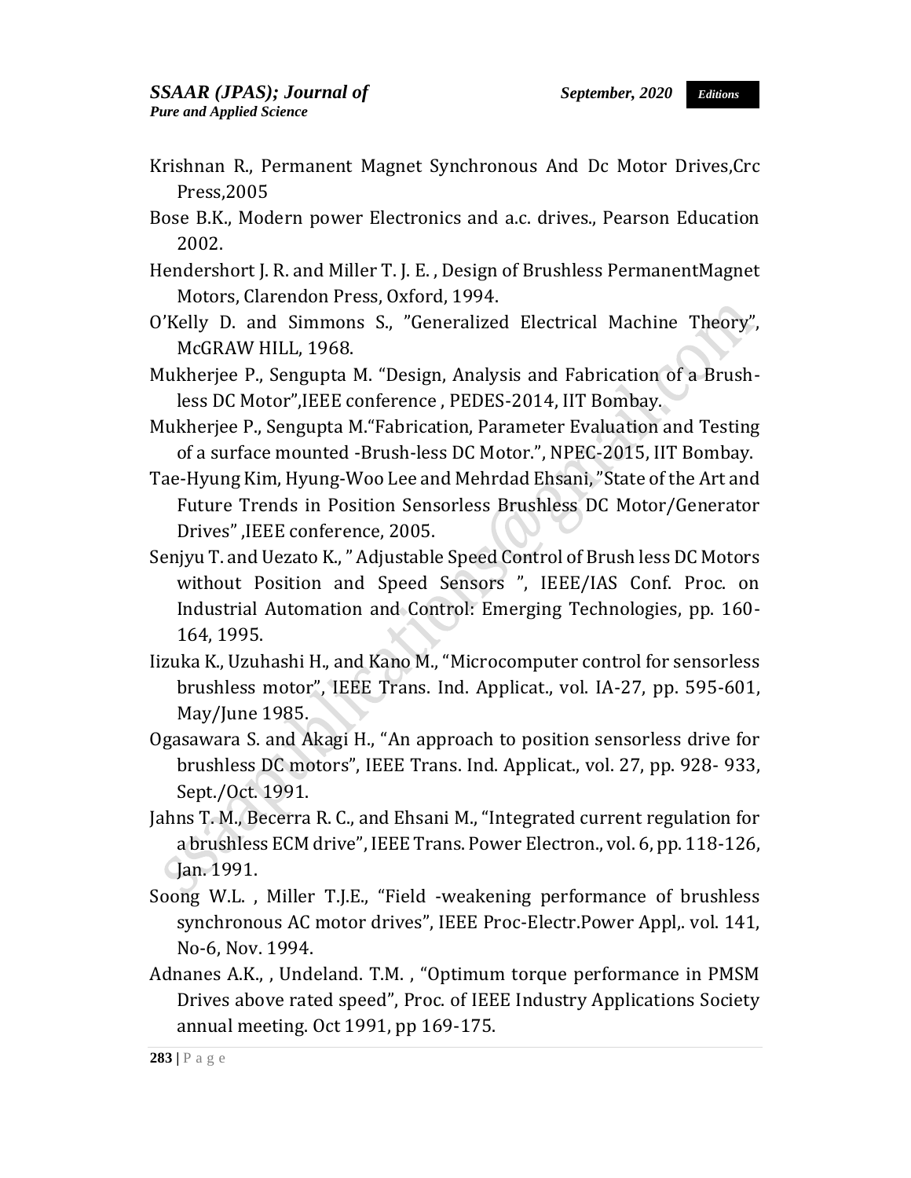Krishnan R., Permanent Magnet Synchronous And Dc Motor Drives,Crc Press,2005

Bose B.K., Modern power Electronics and a.c. drives., Pearson Education 2002.

Hendershort J. R. and Miller T. J. E. , Design of Brushless PermanentMagnet Motors, Clarendon Press, Oxford, 1994.

O'Kelly D. and Simmons S., "Generalized Electrical Machine Theory", McGRAW HILL, 1968.

Mukherjee P., Sengupta M. "Design, Analysis and Fabrication of a Brush-less DC Motor",IEEE conference , PEDES-2014, IIT Bombay.

Mukherjee P., Sengupta M."Fabrication, Parameter Evaluation and Testing of a surface mounted -Brush-less DC Motor.", NPEC-2015, IIT Bombay.

Tae-Hyung Kim, Hyung-Woo Lee and Mehrdad Ehsani, "State of the Art and Future Trends in Position Sensorless Brushless DC Motor/Generator Drives" ,IEEE conference, 2005.

Senjyu T. and Uezato K., " Adjustable Speed Control of Brush less DC Motors without Position and Speed Sensors ", IEEE/IAS Conf. Proc. on Industrial Automation and Control: Emerging Technologies, pp. 160-164, 1995.

Iizuka K., Uzuhashi H., and Kano M., "Microcomputer control for sensorless brushless motor", IEEE Trans. Ind. Applicat., vol. IA-27, pp. 595-601, May/June 1985.

Ogasawara S. and Akagi H., "An approach to position sensorless drive for brushless DC motors", IEEE Trans. Ind. Applicat., vol. 27, pp. 928- 933, Sept./Oct. 1991.

Jahns T. M., Becerra R. C., and Ehsani M., "Integrated current regulation for a brushless ECM drive", IEEE Trans. Power Electron., vol. 6, pp. 118-126, Jan. 1991.

Soong W.L. , Miller T.J.E., "Field -weakening performance of brushless synchronous AC motor drives", IEEE Proc-Electr.Power Appl,. vol. 141, No-6, Nov. 1994.

Adnanes A.K., , Undeland. T.M. , "Optimum torque performance in PMSM Drives above rated speed", Proc. of IEEE Industry Applications Society annual meeting. Oct 1991, pp 169-175.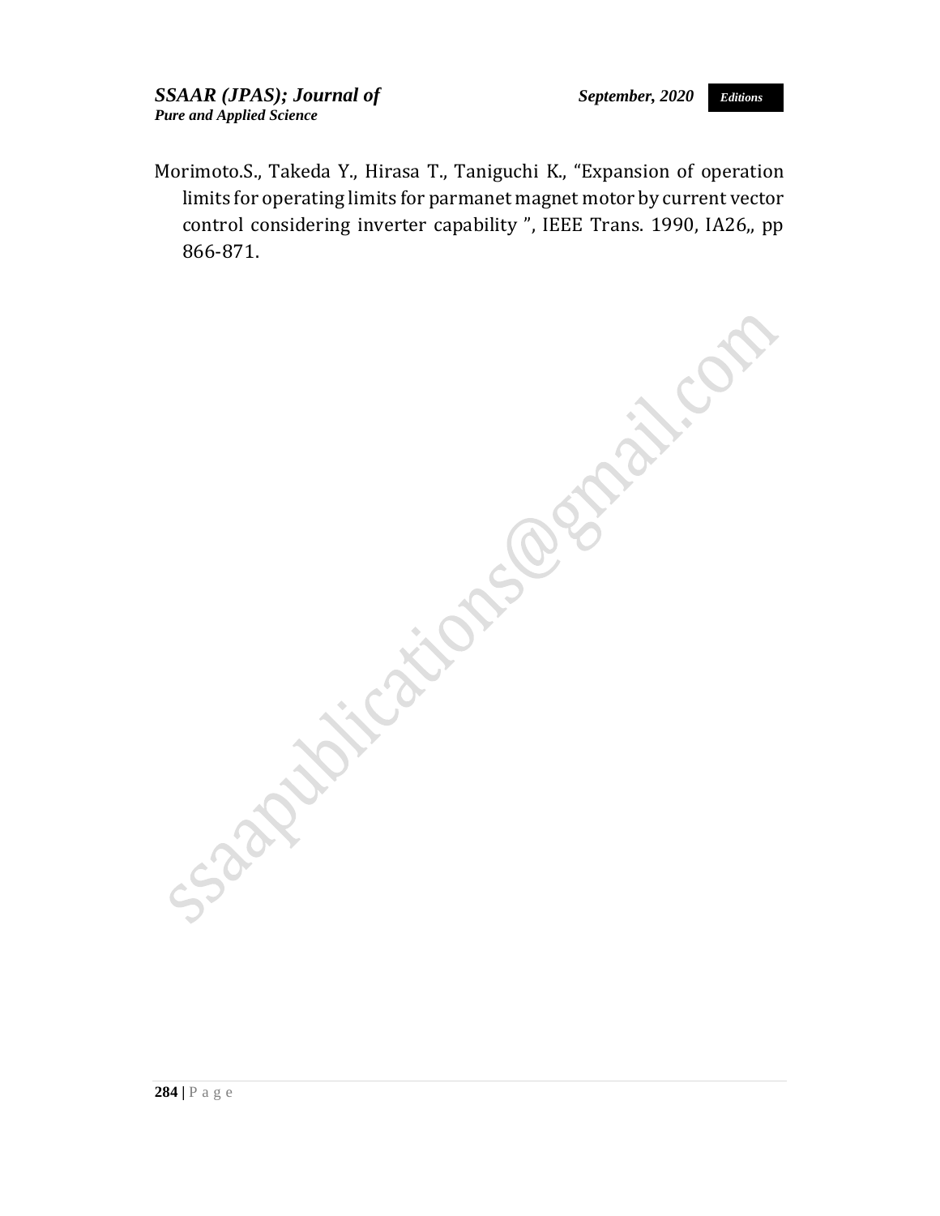Morimoto.S., Takeda Y., Hirasa T., Taniguchi K., "Expansion of operation limits for operating limits for parmanet magnet motor by current vector control considering inverter capability ", IEEE Trans. 1990, IA26,, pp 866-871.